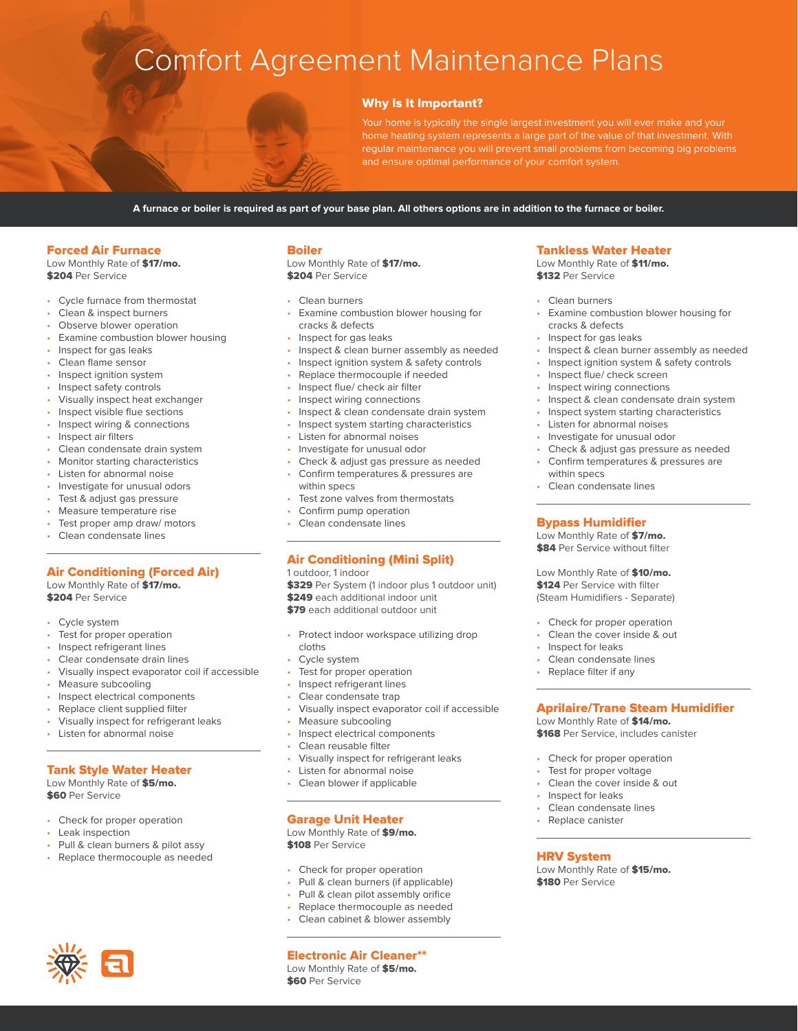# Comfort Agreement Maintenance Plans

## Why Is It Important?

Your home is typically the single largest investment you will ever make and your home heating system represents a large part of the value of that investment. With regular maintenance you will prevent small problems from becoming big problems and ensure optimal performance of your comfort system.

**A furnace or boiler is required as part of your base plan. All others options are in addition to the furnace or boiler.**

### Forced Air Furnace

Low Monthly Rate of **$17/mo.**
**$204** Per Service

- Cycle furnace from thermostat
- Clean & inspect burners
- Observe blower operation
- Examine combustion blower housing
- Inspect for gas leaks
- Clean flame sensor
- Inspect ignition system
- Inspect safety controls
- Visually inspect heat exchanger
- Inspect visible flue sections
- Inspect wiring & connections
- Inspect air filters
- Clean condensate drain system
- Monitor starting characteristics
- Listen for abnormal noise
- Investigate for unusual odors
- Test & adjust gas pressure
- Measure temperature rise
- Test proper amp draw/ motors
- Clean condensate lines

### Air Conditioning (Forced Air)

Low Monthly Rate of **$17/mo.**
**$204** Per Service

- Cycle system
- Test for proper operation
- Inspect refrigerant lines
- Clear condensate drain lines
- Visually inspect evaporator coil if accessible
- Measure subcooling
- Inspect electrical components
- Replace client supplied filter
- Visually inspect for refrigerant leaks
- Listen for abnormal noise

### Tank Style Water Heater

Low Monthly Rate of **$5/mo.**
**$60** Per Service

- Check for proper operation
- Leak inspection
- Pull & clean burners & pilot assy
- Replace thermocouple as needed

### Boiler

Low Monthly Rate of **$17/mo.**
**$204** Per Service

- Clean burners
- Examine combustion blower housing for cracks & defects
- Inspect for gas leaks
- Inspect & clean burner assembly as needed
- Inspect ignition system & safety controls
- Replace thermocouple if needed
- Inspect flue/ check air filter
- Inspect wiring connections
- Inspect & clean condensate drain system
- Inspect system starting characteristics
- Listen for abnormal noises
- Investigate for unusual odor
- Check & adjust gas pressure as needed
- Confirm temperatures & pressures are within specs
- Test zone valves from thermostats
- Confirm pump operation
- Clean condensate lines

### Air Conditioning (Mini Split)

1 outdoor, 1 indoor
**$329** Per System (1 indoor plus 1 outdoor unit)
**$249** each additional indoor unit
**$79** each additional outdoor unit

- Protect indoor workspace utilizing drop cloths
- Cycle system
- Test for proper operation
- Inspect refrigerant lines
- Clear condensate trap
- Visually inspect evaporator coil if accessible
- Measure subcooling
- Inspect electrical components
- Clean reusable filter
- Visually inspect for refrigerant leaks
- Listen for abnormal noise
- Clean blower if applicable

### Garage Unit Heater

Low Monthly Rate of **$9/mo.**
**$108** Per Service

- Check for proper operation
- Pull & clean burners (if applicable)
- Pull & clean pilot assembly orifice
- Replace thermocouple as needed
- Clean cabinet & blower assembly

### Electronic Air Cleaner**

Low Monthly Rate of **$5/mo.**
**$60** Per Service

### Tankless Water Heater

Low Monthly Rate of **$11/mo.**
**$132** Per Service

- Clean burners
- Examine combustion blower housing for cracks & defects
- Inspect for gas leaks
- Inspect & clean burner assembly as needed
- Inspect ignition system & safety controls
- Inspect flue/ check screen
- Inspect wiring connections
- Inspect & clean condensate drain system
- Inspect system starting characteristics
- Listen for abnormal noises
- Investigate for unusual odor
- Check & adjust gas pressure as needed
- Confirm temperatures & pressures are within specs
- Clean condensate lines

### Bypass Humidifier

Low Monthly Rate of **$7/mo.**
**$84** Per Service without filter

Low Monthly Rate of **$10/mo.**
**$124** Per Service with filter
(Steam Humidifiers - Separate)

- Check for proper operation
- Clean the cover inside & out
- Inspect for leaks
- Clean condensate lines
- Replace filter if any

### Aprilaire/Trane Steam Humidifier

Low Monthly Rate of **$14/mo.**
**$168** Per Service, includes canister

- Check for proper operation
- Test for proper voltage
- Clean the cover inside & out
- Inspect for leaks
- Clean condensate lines
- Replace canister

### HRV System

Low Monthly Rate of **$15/mo.**
**$180** Per Service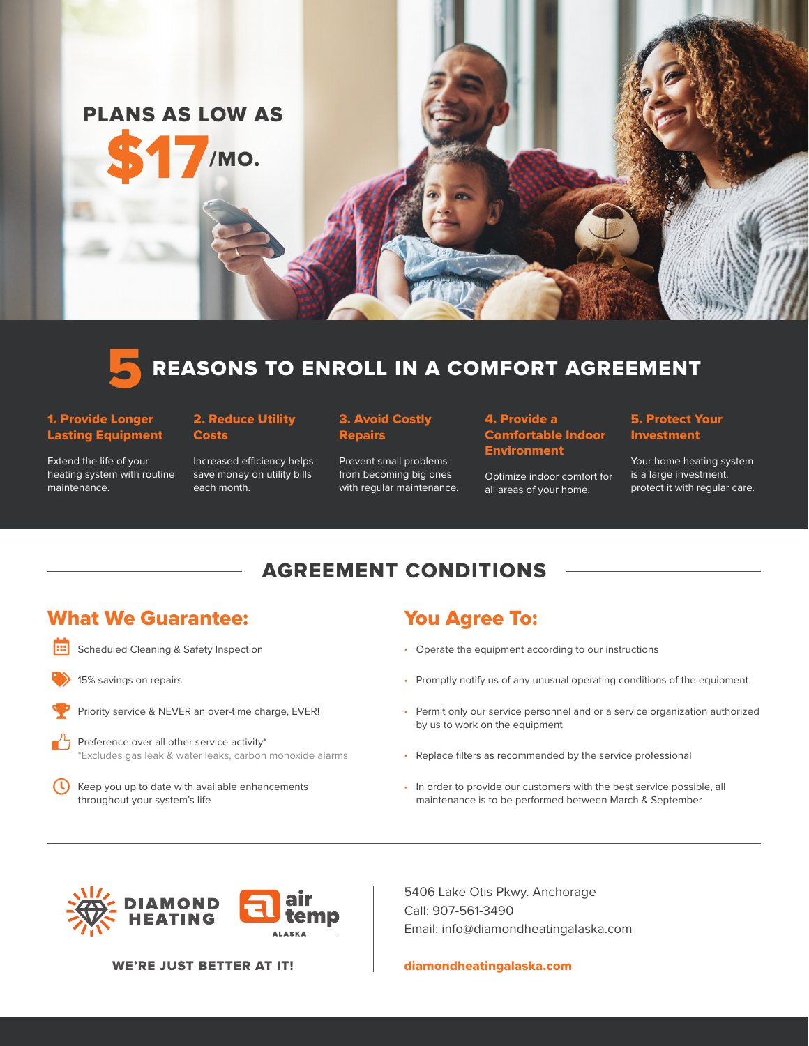PLANS AS LOW AS

**$17/MO.**

# 5 REASONS TO ENROLL IN A COMFORT AGREEMENT

### 1. Provide Longer Lasting Equipment

Extend the life of your heating system with routine maintenance.

### 2. Reduce Utility Costs

Increased efficiency helps save money on utility bills each month.

### 3. Avoid Costly Repairs

Prevent small problems from becoming big ones with regular maintenance.

### 4. Provide a Comfortable Indoor Environment

Optimize indoor comfort for all areas of your home.

### 5. Protect Your Investment

Your home heating system is a large investment, protect it with regular care.

## AGREEMENT CONDITIONS

### What We Guarantee:

- Scheduled Cleaning & Safety Inspection
- 15% savings on repairs
- Priority service & NEVER an over-time charge, EVER!
- Preference over all other service activity*
  *Excludes gas leak & water leaks, carbon monoxide alarms
- Keep you up to date with available enhancements throughout your system's life

### You Agree To:

- Operate the equipment according to our instructions
- Promptly notify us of any unusual operating conditions of the equipment
- Permit only our service personnel and or a service organization authorized by us to work on the equipment
- Replace filters as recommended by the service professional
- In order to provide our customers with the best service possible, all maintenance is to be performed between March & September

DIAMOND HEATING

air temp ALASKA

**WE'RE JUST BETTER AT IT!**

5406 Lake Otis Pkwy. Anchorage
Call: 907-561-3490
Email: info@diamondheatingalaska.com

**diamondheatingalaska.com**